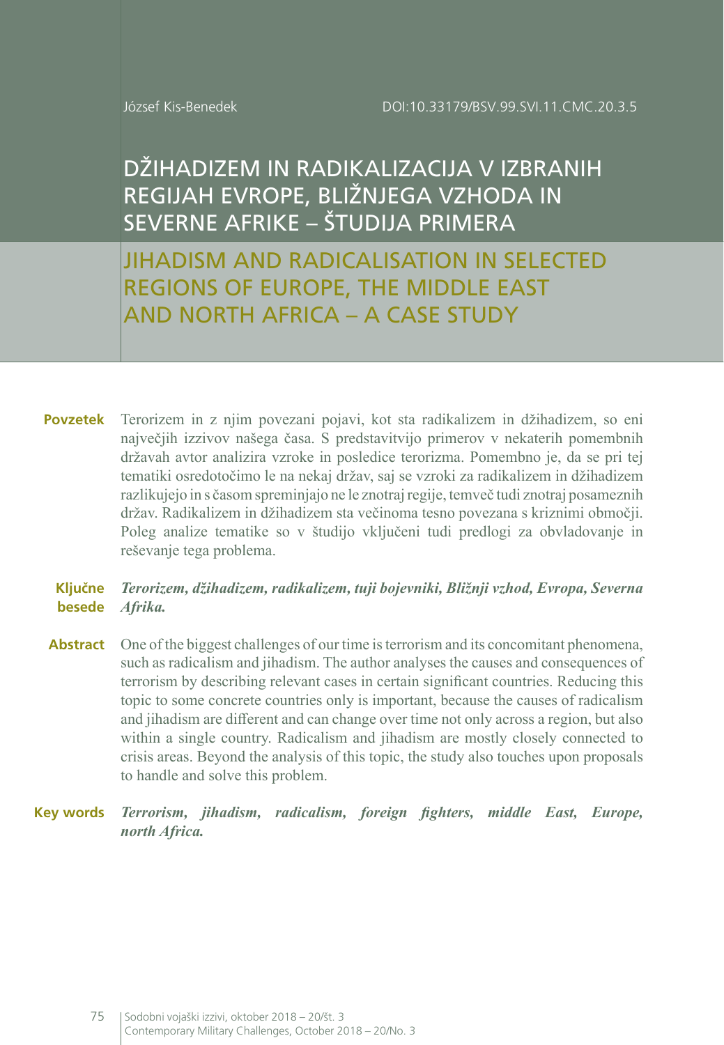József Kis-Benedek

DOI:10.33179/BSV.99.SVI.11.CMC.20.3.5

# DŽIHADIZEM IN RADIKALIZACIJA V IZBRANIH REGIJAH EVROPE, BLIŽNJEGA VZHODA IN SEVERNE AFRIKE – ŠTUDIJA PRIMERA

# JIHADISM AND RADICALISATION IN SELECTED REGIONS OF EUROPE, THE MIDDLE EAST AND NORTH AFRICA – A CASE STUDY

**Povzetek** Terorizem in z njim povezani pojavi, kot sta radikalizem in džihadizem, so eni največjih izzivov našega časa. S predstavitvijo primerov v nekaterih pomembnih državah avtor analizira vzroke in posledice terorizma. Pomembno je, da se pri tej tematiki osredotočimo le na nekaj držav, saj se vzroki za radikalizem in džihadizem razlikujejo in s časom spreminjajo ne le znotraj regije, temveč tudi znotraj posameznih držav. Radikalizem in džihadizem sta večinoma tesno povezana s kriznimi območji. Poleg analize tematike so v študijo vključeni tudi predlogi za obvladovanje in reševanje tega problema.

**Ključne besede** ***Terorizem, džihadizem, radikalizem, tuji bojevniki, Bližnji vzhod, Evropa, Severna Afrika.***

**Abstract** One of the biggest challenges of our time is terrorism and its concomitant phenomena, such as radicalism and jihadism. The author analyses the causes and consequences of terrorism by describing relevant cases in certain significant countries. Reducing this topic to some concrete countries only is important, because the causes of radicalism and jihadism are different and can change over time not only across a region, but also within a single country. Radicalism and jihadism are mostly closely connected to crisis areas. Beyond the analysis of this topic, the study also touches upon proposals to handle and solve this problem.

**Key words** ***Terrorism, jihadism, radicalism, foreign fighters, middle East, Europe, north Africa.***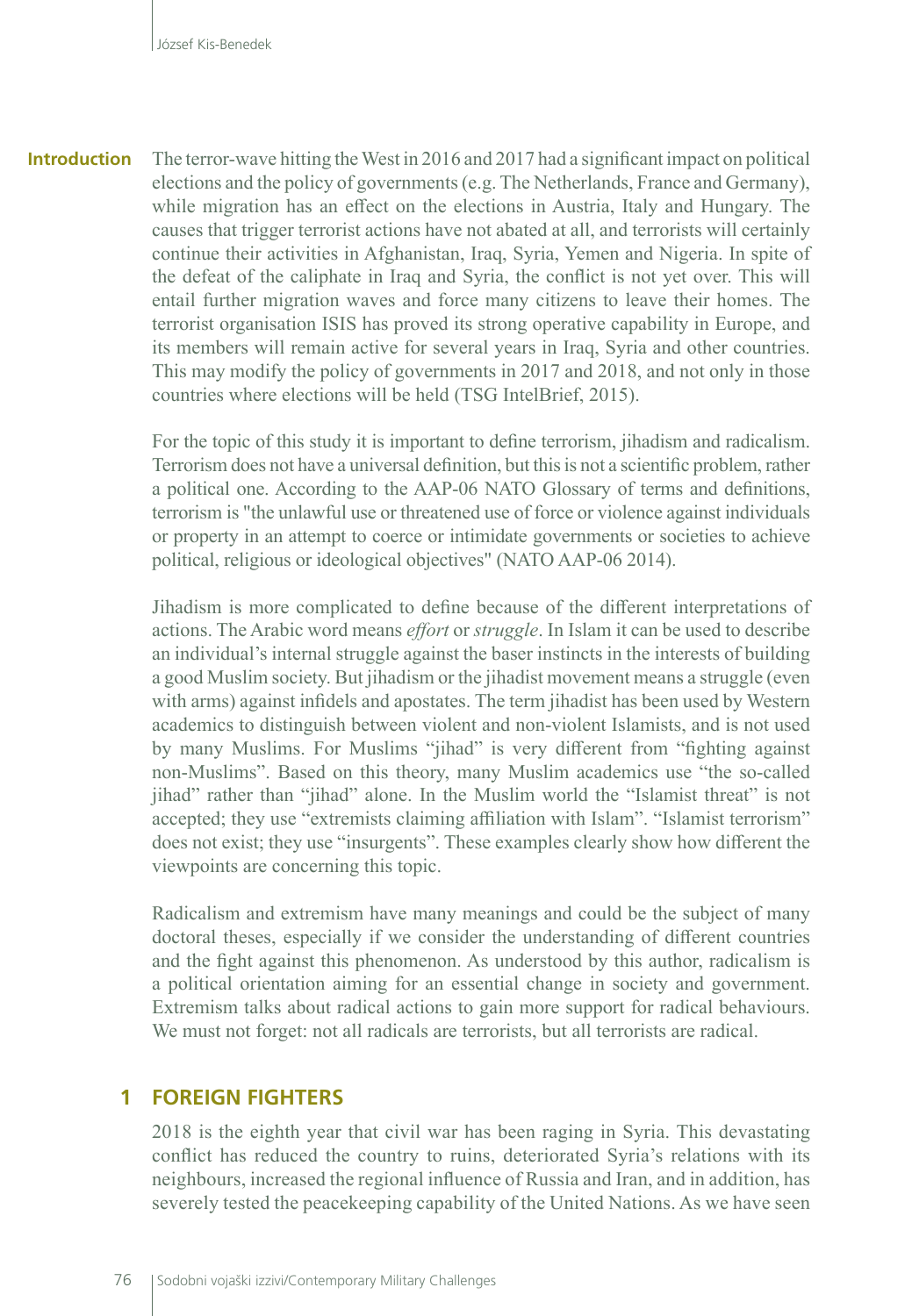**Introduction**

The terror-wave hitting the West in 2016 and 2017 had a significant impact on political elections and the policy of governments (e.g. The Netherlands, France and Germany), while migration has an effect on the elections in Austria, Italy and Hungary. The causes that trigger terrorist actions have not abated at all, and terrorists will certainly continue their activities in Afghanistan, Iraq, Syria, Yemen and Nigeria. In spite of the defeat of the caliphate in Iraq and Syria, the conflict is not yet over. This will entail further migration waves and force many citizens to leave their homes. The terrorist organisation ISIS has proved its strong operative capability in Europe, and its members will remain active for several years in Iraq, Syria and other countries. This may modify the policy of governments in 2017 and 2018, and not only in those countries where elections will be held (TSG IntelBrief, 2015).

For the topic of this study it is important to define terrorism, jihadism and radicalism. Terrorism does not have a universal definition, but this is not a scientific problem, rather a political one. According to the AAP-06 NATO Glossary of terms and definitions, terrorism is "the unlawful use or threatened use of force or violence against individuals or property in an attempt to coerce or intimidate governments or societies to achieve political, religious or ideological objectives" (NATO AAP-06 2014).

Jihadism is more complicated to define because of the different interpretations of actions. The Arabic word means *effort* or *struggle*. In Islam it can be used to describe an individual's internal struggle against the baser instincts in the interests of building a good Muslim society. But jihadism or the jihadist movement means a struggle (even with arms) against infidels and apostates. The term jihadist has been used by Western academics to distinguish between violent and non-violent Islamists, and is not used by many Muslims. For Muslims "jihad" is very different from "fighting against non-Muslims". Based on this theory, many Muslim academics use "the so-called jihad" rather than "jihad" alone. In the Muslim world the "Islamist threat" is not accepted; they use "extremists claiming affiliation with Islam". "Islamist terrorism" does not exist; they use "insurgents". These examples clearly show how different the viewpoints are concerning this topic.

Radicalism and extremism have many meanings and could be the subject of many doctoral theses, especially if we consider the understanding of different countries and the fight against this phenomenon. As understood by this author, radicalism is a political orientation aiming for an essential change in society and government. Extremism talks about radical actions to gain more support for radical behaviours. We must not forget: not all radicals are terrorists, but all terrorists are radical.

## 1 FOREIGN FIGHTERS

2018 is the eighth year that civil war has been raging in Syria. This devastating conflict has reduced the country to ruins, deteriorated Syria's relations with its neighbours, increased the regional influence of Russia and Iran, and in addition, has severely tested the peacekeeping capability of the United Nations. As we have seen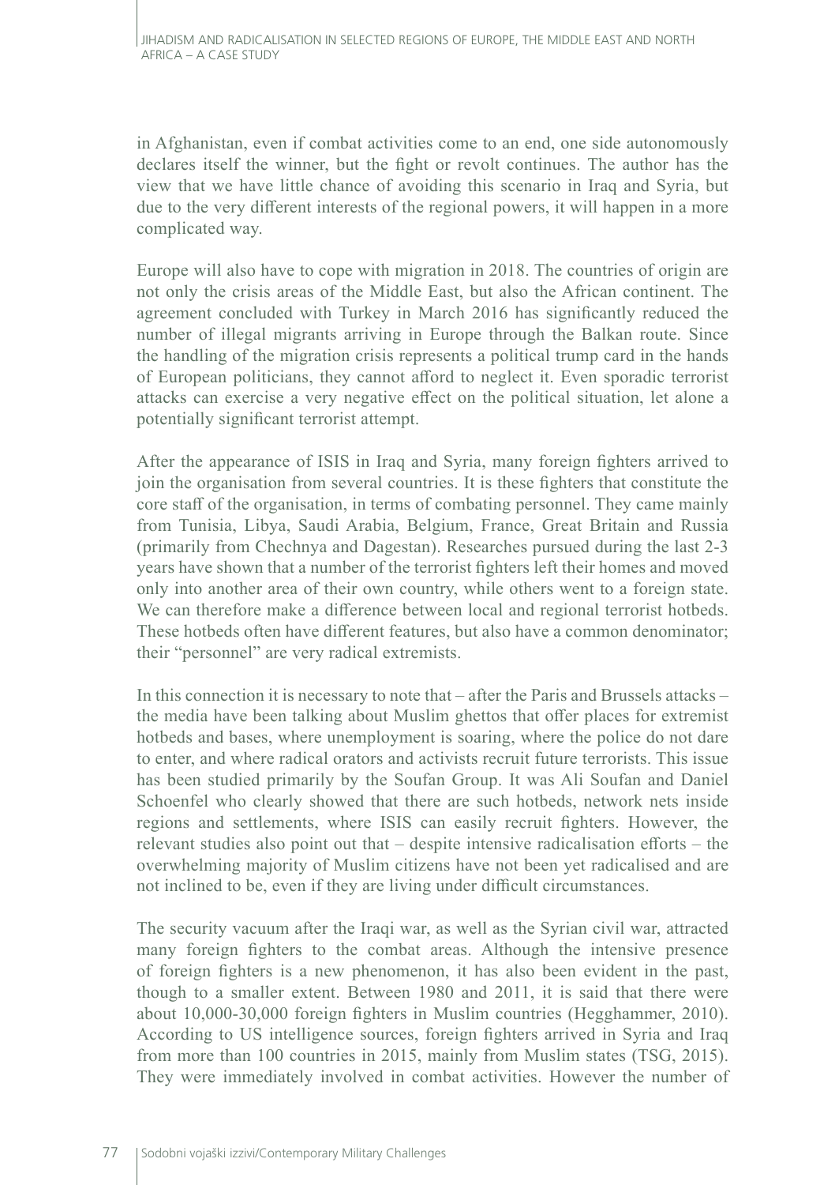in Afghanistan, even if combat activities come to an end, one side autonomously declares itself the winner, but the fight or revolt continues. The author has the view that we have little chance of avoiding this scenario in Iraq and Syria, but due to the very different interests of the regional powers, it will happen in a more complicated way.

Europe will also have to cope with migration in 2018. The countries of origin are not only the crisis areas of the Middle East, but also the African continent. The agreement concluded with Turkey in March 2016 has significantly reduced the number of illegal migrants arriving in Europe through the Balkan route. Since the handling of the migration crisis represents a political trump card in the hands of European politicians, they cannot afford to neglect it. Even sporadic terrorist attacks can exercise a very negative effect on the political situation, let alone a potentially significant terrorist attempt.

After the appearance of ISIS in Iraq and Syria, many foreign fighters arrived to join the organisation from several countries. It is these fighters that constitute the core staff of the organisation, in terms of combating personnel. They came mainly from Tunisia, Libya, Saudi Arabia, Belgium, France, Great Britain and Russia (primarily from Chechnya and Dagestan). Researches pursued during the last 2-3 years have shown that a number of the terrorist fighters left their homes and moved only into another area of their own country, while others went to a foreign state. We can therefore make a difference between local and regional terrorist hotbeds. These hotbeds often have different features, but also have a common denominator; their "personnel" are very radical extremists.

In this connection it is necessary to note that – after the Paris and Brussels attacks – the media have been talking about Muslim ghettos that offer places for extremist hotbeds and bases, where unemployment is soaring, where the police do not dare to enter, and where radical orators and activists recruit future terrorists. This issue has been studied primarily by the Soufan Group. It was Ali Soufan and Daniel Schoenfel who clearly showed that there are such hotbeds, network nets inside regions and settlements, where ISIS can easily recruit fighters. However, the relevant studies also point out that – despite intensive radicalisation efforts – the overwhelming majority of Muslim citizens have not been yet radicalised and are not inclined to be, even if they are living under difficult circumstances.

The security vacuum after the Iraqi war, as well as the Syrian civil war, attracted many foreign fighters to the combat areas. Although the intensive presence of foreign fighters is a new phenomenon, it has also been evident in the past, though to a smaller extent. Between 1980 and 2011, it is said that there were about 10,000-30,000 foreign fighters in Muslim countries (Hegghammer, 2010). According to US intelligence sources, foreign fighters arrived in Syria and Iraq from more than 100 countries in 2015, mainly from Muslim states (TSG, 2015). They were immediately involved in combat activities. However the number of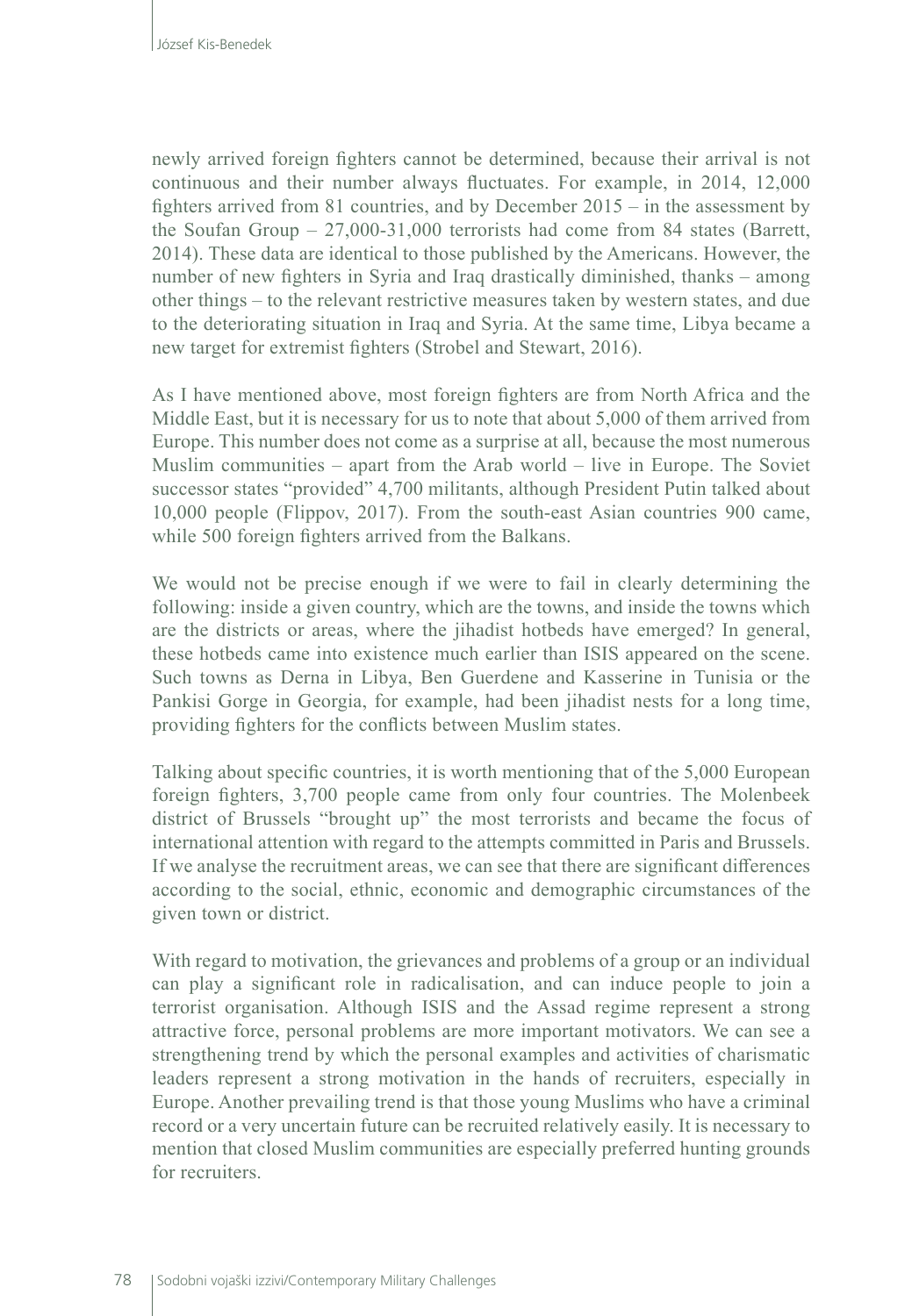newly arrived foreign fighters cannot be determined, because their arrival is not continuous and their number always fluctuates. For example, in 2014, 12,000 fighters arrived from 81 countries, and by December 2015 – in the assessment by the Soufan Group – 27,000-31,000 terrorists had come from 84 states (Barrett, 2014). These data are identical to those published by the Americans. However, the number of new fighters in Syria and Iraq drastically diminished, thanks – among other things – to the relevant restrictive measures taken by western states, and due to the deteriorating situation in Iraq and Syria. At the same time, Libya became a new target for extremist fighters (Strobel and Stewart, 2016).

As I have mentioned above, most foreign fighters are from North Africa and the Middle East, but it is necessary for us to note that about 5,000 of them arrived from Europe. This number does not come as a surprise at all, because the most numerous Muslim communities – apart from the Arab world – live in Europe. The Soviet successor states "provided" 4,700 militants, although President Putin talked about 10,000 people (Flippov, 2017). From the south-east Asian countries 900 came, while 500 foreign fighters arrived from the Balkans.

We would not be precise enough if we were to fail in clearly determining the following: inside a given country, which are the towns, and inside the towns which are the districts or areas, where the jihadist hotbeds have emerged? In general, these hotbeds came into existence much earlier than ISIS appeared on the scene. Such towns as Derna in Libya, Ben Guerdene and Kasserine in Tunisia or the Pankisi Gorge in Georgia, for example, had been jihadist nests for a long time, providing fighters for the conflicts between Muslim states.

Talking about specific countries, it is worth mentioning that of the 5,000 European foreign fighters, 3,700 people came from only four countries. The Molenbeek district of Brussels "brought up" the most terrorists and became the focus of international attention with regard to the attempts committed in Paris and Brussels. If we analyse the recruitment areas, we can see that there are significant differences according to the social, ethnic, economic and demographic circumstances of the given town or district.

With regard to motivation, the grievances and problems of a group or an individual can play a significant role in radicalisation, and can induce people to join a terrorist organisation. Although ISIS and the Assad regime represent a strong attractive force, personal problems are more important motivators. We can see a strengthening trend by which the personal examples and activities of charismatic leaders represent a strong motivation in the hands of recruiters, especially in Europe. Another prevailing trend is that those young Muslims who have a criminal record or a very uncertain future can be recruited relatively easily. It is necessary to mention that closed Muslim communities are especially preferred hunting grounds for recruiters.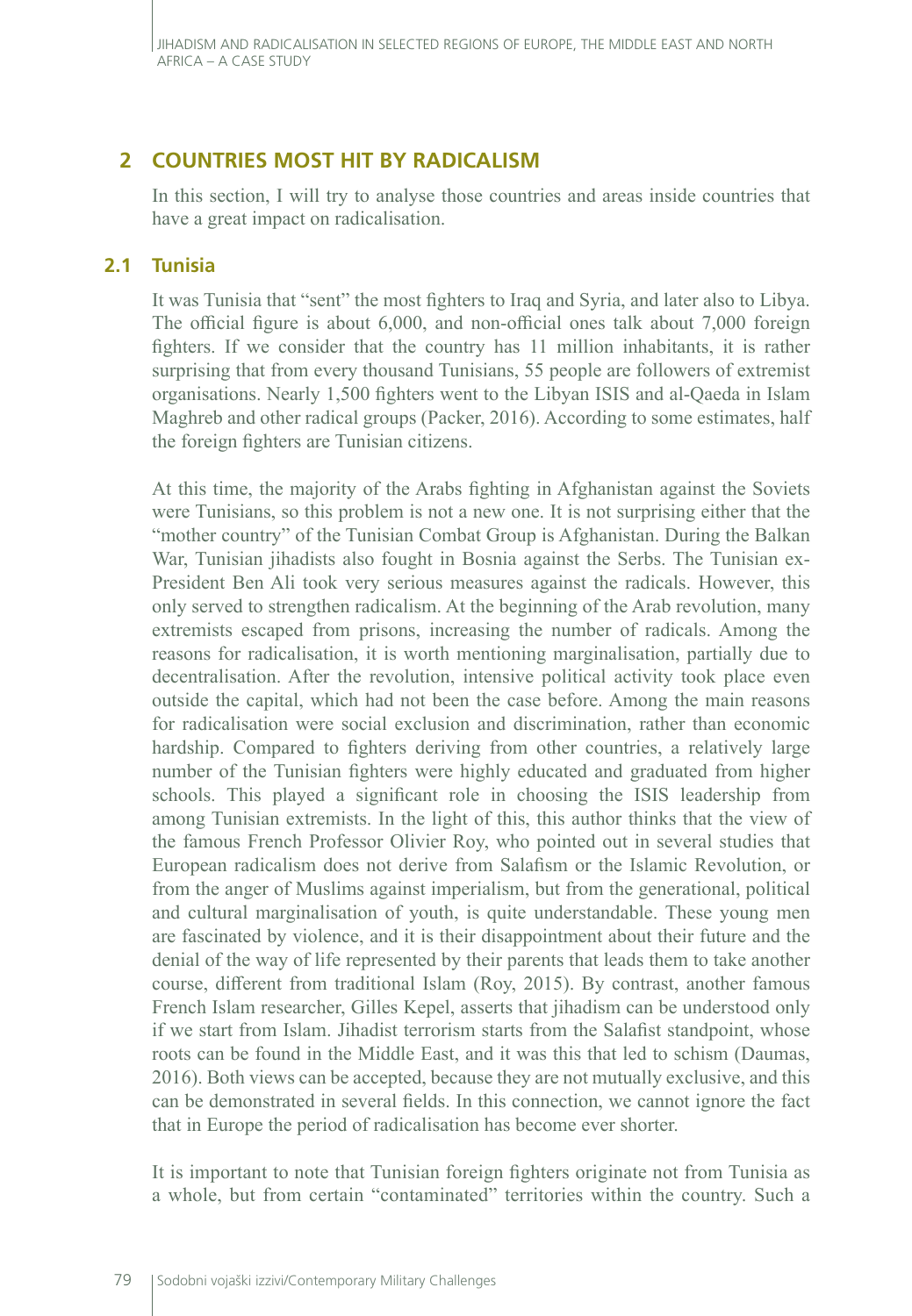## 2 COUNTRIES MOST HIT BY RADICALISM

In this section, I will try to analyse those countries and areas inside countries that have a great impact on radicalisation.

### 2.1 Tunisia

It was Tunisia that "sent" the most fighters to Iraq and Syria, and later also to Libya. The official figure is about 6,000, and non-official ones talk about 7,000 foreign fighters. If we consider that the country has 11 million inhabitants, it is rather surprising that from every thousand Tunisians, 55 people are followers of extremist organisations. Nearly 1,500 fighters went to the Libyan ISIS and al-Qaeda in Islam Maghreb and other radical groups (Packer, 2016). According to some estimates, half the foreign fighters are Tunisian citizens.

At this time, the majority of the Arabs fighting in Afghanistan against the Soviets were Tunisians, so this problem is not a new one. It is not surprising either that the "mother country" of the Tunisian Combat Group is Afghanistan. During the Balkan War, Tunisian jihadists also fought in Bosnia against the Serbs. The Tunisian ex-President Ben Ali took very serious measures against the radicals. However, this only served to strengthen radicalism. At the beginning of the Arab revolution, many extremists escaped from prisons, increasing the number of radicals. Among the reasons for radicalisation, it is worth mentioning marginalisation, partially due to decentralisation. After the revolution, intensive political activity took place even outside the capital, which had not been the case before. Among the main reasons for radicalisation were social exclusion and discrimination, rather than economic hardship. Compared to fighters deriving from other countries, a relatively large number of the Tunisian fighters were highly educated and graduated from higher schools. This played a significant role in choosing the ISIS leadership from among Tunisian extremists. In the light of this, this author thinks that the view of the famous French Professor Olivier Roy, who pointed out in several studies that European radicalism does not derive from Salafism or the Islamic Revolution, or from the anger of Muslims against imperialism, but from the generational, political and cultural marginalisation of youth, is quite understandable. These young men are fascinated by violence, and it is their disappointment about their future and the denial of the way of life represented by their parents that leads them to take another course, different from traditional Islam (Roy, 2015). By contrast, another famous French Islam researcher, Gilles Kepel, asserts that jihadism can be understood only if we start from Islam. Jihadist terrorism starts from the Salafist standpoint, whose roots can be found in the Middle East, and it was this that led to schism (Daumas, 2016). Both views can be accepted, because they are not mutually exclusive, and this can be demonstrated in several fields. In this connection, we cannot ignore the fact that in Europe the period of radicalisation has become ever shorter.

It is important to note that Tunisian foreign fighters originate not from Tunisia as a whole, but from certain "contaminated" territories within the country. Such a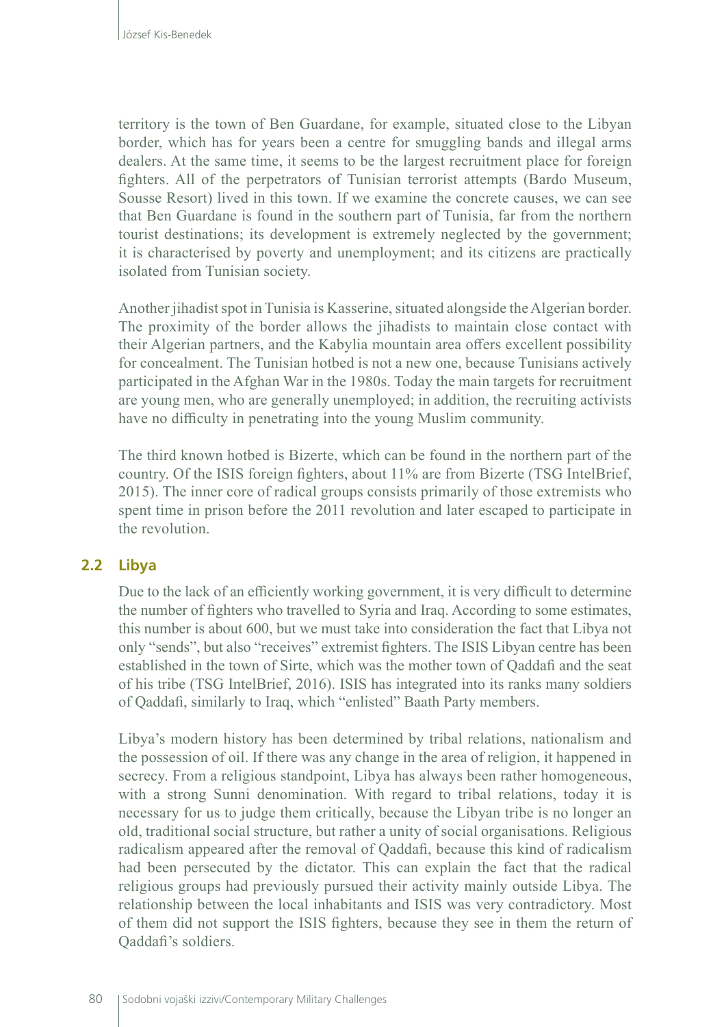territory is the town of Ben Guardane, for example, situated close to the Libyan border, which has for years been a centre for smuggling bands and illegal arms dealers. At the same time, it seems to be the largest recruitment place for foreign fighters. All of the perpetrators of Tunisian terrorist attempts (Bardo Museum, Sousse Resort) lived in this town. If we examine the concrete causes, we can see that Ben Guardane is found in the southern part of Tunisia, far from the northern tourist destinations; its development is extremely neglected by the government; it is characterised by poverty and unemployment; and its citizens are practically isolated from Tunisian society.

Another jihadist spot in Tunisia is Kasserine, situated alongside the Algerian border. The proximity of the border allows the jihadists to maintain close contact with their Algerian partners, and the Kabylia mountain area offers excellent possibility for concealment. The Tunisian hotbed is not a new one, because Tunisians actively participated in the Afghan War in the 1980s. Today the main targets for recruitment are young men, who are generally unemployed; in addition, the recruiting activists have no difficulty in penetrating into the young Muslim community.

The third known hotbed is Bizerte, which can be found in the northern part of the country. Of the ISIS foreign fighters, about 11% are from Bizerte (TSG IntelBrief, 2015). The inner core of radical groups consists primarily of those extremists who spent time in prison before the 2011 revolution and later escaped to participate in the revolution.

## 2.2 Libya

Due to the lack of an efficiently working government, it is very difficult to determine the number of fighters who travelled to Syria and Iraq. According to some estimates, this number is about 600, but we must take into consideration the fact that Libya not only "sends", but also "receives" extremist fighters. The ISIS Libyan centre has been established in the town of Sirte, which was the mother town of Qaddafi and the seat of his tribe (TSG IntelBrief, 2016). ISIS has integrated into its ranks many soldiers of Qaddafi, similarly to Iraq, which "enlisted" Baath Party members.

Libya's modern history has been determined by tribal relations, nationalism and the possession of oil. If there was any change in the area of religion, it happened in secrecy. From a religious standpoint, Libya has always been rather homogeneous, with a strong Sunni denomination. With regard to tribal relations, today it is necessary for us to judge them critically, because the Libyan tribe is no longer an old, traditional social structure, but rather a unity of social organisations. Religious radicalism appeared after the removal of Qaddafi, because this kind of radicalism had been persecuted by the dictator. This can explain the fact that the radical religious groups had previously pursued their activity mainly outside Libya. The relationship between the local inhabitants and ISIS was very contradictory. Most of them did not support the ISIS fighters, because they see in them the return of Qaddafi's soldiers.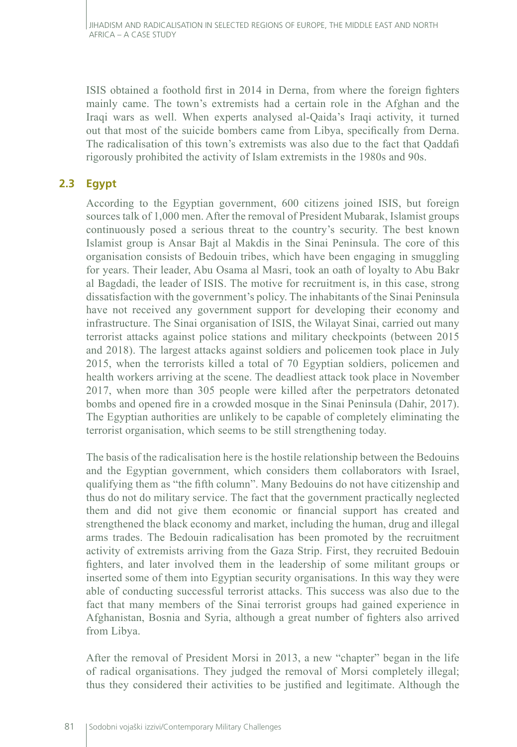ISIS obtained a foothold first in 2014 in Derna, from where the foreign fighters mainly came. The town's extremists had a certain role in the Afghan and the Iraqi wars as well. When experts analysed al-Qaida's Iraqi activity, it turned out that most of the suicide bombers came from Libya, specifically from Derna. The radicalisation of this town's extremists was also due to the fact that Qaddafi rigorously prohibited the activity of Islam extremists in the 1980s and 90s.

## 2.3 Egypt

According to the Egyptian government, 600 citizens joined ISIS, but foreign sources talk of 1,000 men. After the removal of President Mubarak, Islamist groups continuously posed a serious threat to the country's security. The best known Islamist group is Ansar Bajt al Makdis in the Sinai Peninsula. The core of this organisation consists of Bedouin tribes, which have been engaging in smuggling for years. Their leader, Abu Osama al Masri, took an oath of loyalty to Abu Bakr al Bagdadi, the leader of ISIS. The motive for recruitment is, in this case, strong dissatisfaction with the government's policy. The inhabitants of the Sinai Peninsula have not received any government support for developing their economy and infrastructure. The Sinai organisation of ISIS, the Wilayat Sinai, carried out many terrorist attacks against police stations and military checkpoints (between 2015 and 2018). The largest attacks against soldiers and policemen took place in July 2015, when the terrorists killed a total of 70 Egyptian soldiers, policemen and health workers arriving at the scene. The deadliest attack took place in November 2017, when more than 305 people were killed after the perpetrators detonated bombs and opened fire in a crowded mosque in the Sinai Peninsula (Dahir, 2017). The Egyptian authorities are unlikely to be capable of completely eliminating the terrorist organisation, which seems to be still strengthening today.

The basis of the radicalisation here is the hostile relationship between the Bedouins and the Egyptian government, which considers them collaborators with Israel, qualifying them as "the fifth column". Many Bedouins do not have citizenship and thus do not do military service. The fact that the government practically neglected them and did not give them economic or financial support has created and strengthened the black economy and market, including the human, drug and illegal arms trades. The Bedouin radicalisation has been promoted by the recruitment activity of extremists arriving from the Gaza Strip. First, they recruited Bedouin fighters, and later involved them in the leadership of some militant groups or inserted some of them into Egyptian security organisations. In this way they were able of conducting successful terrorist attacks. This success was also due to the fact that many members of the Sinai terrorist groups had gained experience in Afghanistan, Bosnia and Syria, although a great number of fighters also arrived from Libya.

After the removal of President Morsi in 2013, a new "chapter" began in the life of radical organisations. They judged the removal of Morsi completely illegal; thus they considered their activities to be justified and legitimate. Although the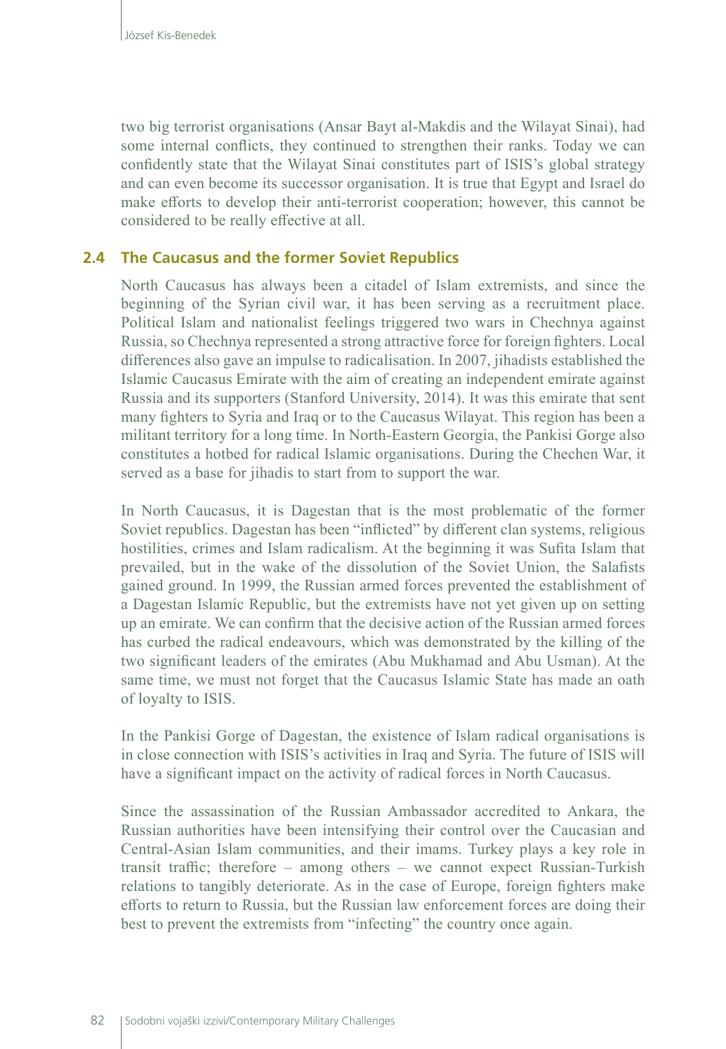two big terrorist organisations (Ansar Bayt al-Makdis and the Wilayat Sinai), had some internal conflicts, they continued to strengthen their ranks. Today we can confidently state that the Wilayat Sinai constitutes part of ISIS's global strategy and can even become its successor organisation. It is true that Egypt and Israel do make efforts to develop their anti-terrorist cooperation; however, this cannot be considered to be really effective at all.

### 2.4 The Caucasus and the former Soviet Republics

North Caucasus has always been a citadel of Islam extremists, and since the beginning of the Syrian civil war, it has been serving as a recruitment place. Political Islam and nationalist feelings triggered two wars in Chechnya against Russia, so Chechnya represented a strong attractive force for foreign fighters. Local differences also gave an impulse to radicalisation. In 2007, jihadists established the Islamic Caucasus Emirate with the aim of creating an independent emirate against Russia and its supporters (Stanford University, 2014). It was this emirate that sent many fighters to Syria and Iraq or to the Caucasus Wilayat. This region has been a militant territory for a long time. In North-Eastern Georgia, the Pankisi Gorge also constitutes a hotbed for radical Islamic organisations. During the Chechen War, it served as a base for jihadis to start from to support the war.

In North Caucasus, it is Dagestan that is the most problematic of the former Soviet republics. Dagestan has been "inflicted" by different clan systems, religious hostilities, crimes and Islam radicalism. At the beginning it was Sufita Islam that prevailed, but in the wake of the dissolution of the Soviet Union, the Salafists gained ground. In 1999, the Russian armed forces prevented the establishment of a Dagestan Islamic Republic, but the extremists have not yet given up on setting up an emirate. We can confirm that the decisive action of the Russian armed forces has curbed the radical endeavours, which was demonstrated by the killing of the two significant leaders of the emirates (Abu Mukhamad and Abu Usman). At the same time, we must not forget that the Caucasus Islamic State has made an oath of loyalty to ISIS.

In the Pankisi Gorge of Dagestan, the existence of Islam radical organisations is in close connection with ISIS's activities in Iraq and Syria. The future of ISIS will have a significant impact on the activity of radical forces in North Caucasus.

Since the assassination of the Russian Ambassador accredited to Ankara, the Russian authorities have been intensifying their control over the Caucasian and Central-Asian Islam communities, and their imams. Turkey plays a key role in transit traffic; therefore – among others – we cannot expect Russian-Turkish relations to tangibly deteriorate. As in the case of Europe, foreign fighters make efforts to return to Russia, but the Russian law enforcement forces are doing their best to prevent the extremists from "infecting" the country once again.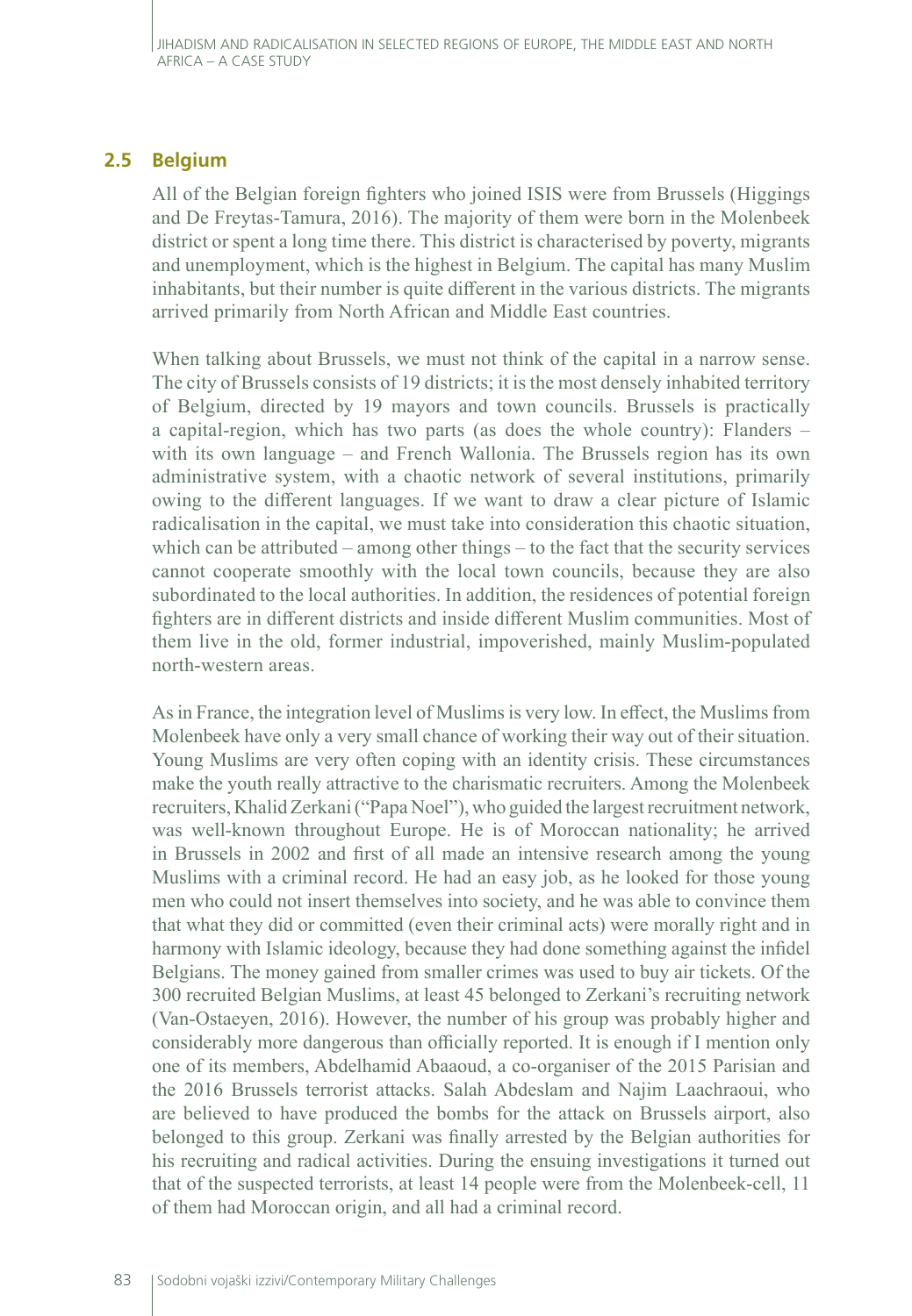## 2.5 Belgium

All of the Belgian foreign fighters who joined ISIS were from Brussels (Higgings and De Freytas-Tamura, 2016). The majority of them were born in the Molenbeek district or spent a long time there. This district is characterised by poverty, migrants and unemployment, which is the highest in Belgium. The capital has many Muslim inhabitants, but their number is quite different in the various districts. The migrants arrived primarily from North African and Middle East countries.

When talking about Brussels, we must not think of the capital in a narrow sense. The city of Brussels consists of 19 districts; it is the most densely inhabited territory of Belgium, directed by 19 mayors and town councils. Brussels is practically a capital-region, which has two parts (as does the whole country): Flanders – with its own language – and French Wallonia. The Brussels region has its own administrative system, with a chaotic network of several institutions, primarily owing to the different languages. If we want to draw a clear picture of Islamic radicalisation in the capital, we must take into consideration this chaotic situation, which can be attributed – among other things – to the fact that the security services cannot cooperate smoothly with the local town councils, because they are also subordinated to the local authorities. In addition, the residences of potential foreign fighters are in different districts and inside different Muslim communities. Most of them live in the old, former industrial, impoverished, mainly Muslim-populated north-western areas.

As in France, the integration level of Muslims is very low. In effect, the Muslims from Molenbeek have only a very small chance of working their way out of their situation. Young Muslims are very often coping with an identity crisis. These circumstances make the youth really attractive to the charismatic recruiters. Among the Molenbeek recruiters, Khalid Zerkani ("Papa Noel"), who guided the largest recruitment network, was well-known throughout Europe. He is of Moroccan nationality; he arrived in Brussels in 2002 and first of all made an intensive research among the young Muslims with a criminal record. He had an easy job, as he looked for those young men who could not insert themselves into society, and he was able to convince them that what they did or committed (even their criminal acts) were morally right and in harmony with Islamic ideology, because they had done something against the infidel Belgians. The money gained from smaller crimes was used to buy air tickets. Of the 300 recruited Belgian Muslims, at least 45 belonged to Zerkani's recruiting network (Van-Ostaeyen, 2016). However, the number of his group was probably higher and considerably more dangerous than officially reported. It is enough if I mention only one of its members, Abdelhamid Abaaoud, a co-organiser of the 2015 Parisian and the 2016 Brussels terrorist attacks. Salah Abdeslam and Najim Laachraoui, who are believed to have produced the bombs for the attack on Brussels airport, also belonged to this group. Zerkani was finally arrested by the Belgian authorities for his recruiting and radical activities. During the ensuing investigations it turned out that of the suspected terrorists, at least 14 people were from the Molenbeek-cell, 11 of them had Moroccan origin, and all had a criminal record.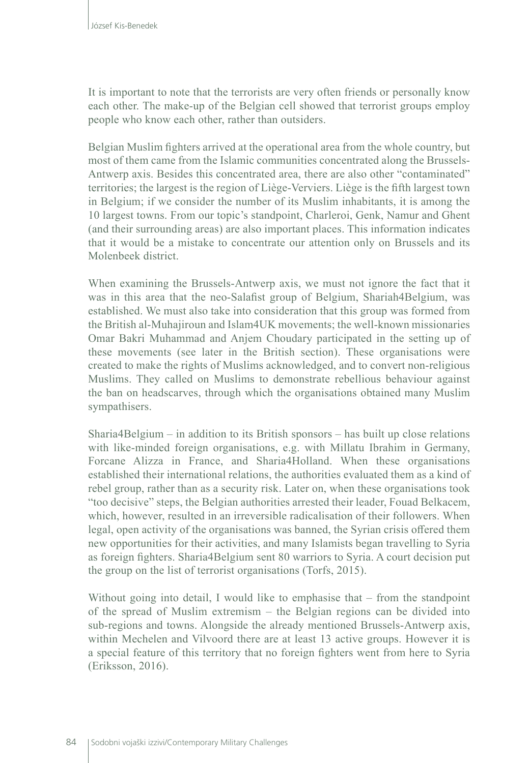It is important to note that the terrorists are very often friends or personally know each other. The make-up of the Belgian cell showed that terrorist groups employ people who know each other, rather than outsiders.

Belgian Muslim fighters arrived at the operational area from the whole country, but most of them came from the Islamic communities concentrated along the Brussels-Antwerp axis. Besides this concentrated area, there are also other "contaminated" territories; the largest is the region of Liège-Verviers. Liège is the fifth largest town in Belgium; if we consider the number of its Muslim inhabitants, it is among the 10 largest towns. From our topic's standpoint, Charleroi, Genk, Namur and Ghent (and their surrounding areas) are also important places. This information indicates that it would be a mistake to concentrate our attention only on Brussels and its Molenbeek district.

When examining the Brussels-Antwerp axis, we must not ignore the fact that it was in this area that the neo-Salafist group of Belgium, Shariah4Belgium, was established. We must also take into consideration that this group was formed from the British al-Muhajiroun and Islam4UK movements; the well-known missionaries Omar Bakri Muhammad and Anjem Choudary participated in the setting up of these movements (see later in the British section). These organisations were created to make the rights of Muslims acknowledged, and to convert non-religious Muslims. They called on Muslims to demonstrate rebellious behaviour against the ban on headscarves, through which the organisations obtained many Muslim sympathisers.

Sharia4Belgium – in addition to its British sponsors – has built up close relations with like-minded foreign organisations, e.g. with Millatu Ibrahim in Germany, Forcane Alizza in France, and Sharia4Holland. When these organisations established their international relations, the authorities evaluated them as a kind of rebel group, rather than as a security risk. Later on, when these organisations took "too decisive" steps, the Belgian authorities arrested their leader, Fouad Belkacem, which, however, resulted in an irreversible radicalisation of their followers. When legal, open activity of the organisations was banned, the Syrian crisis offered them new opportunities for their activities, and many Islamists began travelling to Syria as foreign fighters. Sharia4Belgium sent 80 warriors to Syria. A court decision put the group on the list of terrorist organisations (Torfs, 2015).

Without going into detail, I would like to emphasise that – from the standpoint of the spread of Muslim extremism – the Belgian regions can be divided into sub-regions and towns. Alongside the already mentioned Brussels-Antwerp axis, within Mechelen and Vilvoord there are at least 13 active groups. However it is a special feature of this territory that no foreign fighters went from here to Syria (Eriksson, 2016).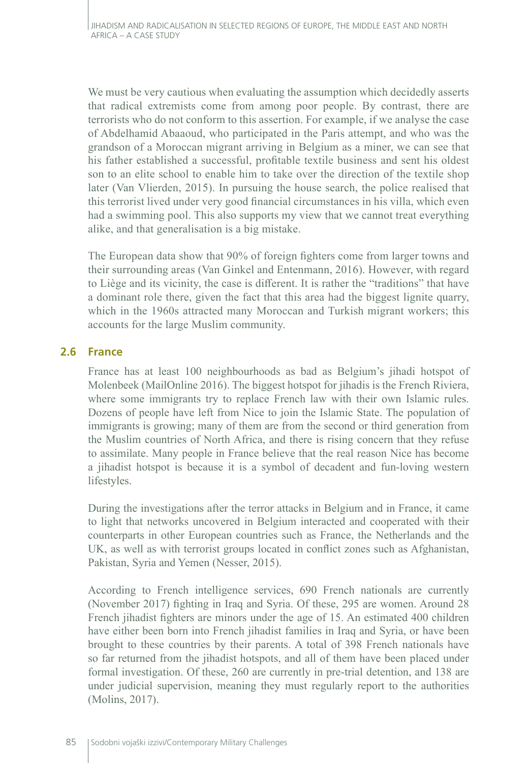We must be very cautious when evaluating the assumption which decidedly asserts that radical extremists come from among poor people. By contrast, there are terrorists who do not conform to this assertion. For example, if we analyse the case of Abdelhamid Abaaoud, who participated in the Paris attempt, and who was the grandson of a Moroccan migrant arriving in Belgium as a miner, we can see that his father established a successful, profitable textile business and sent his oldest son to an elite school to enable him to take over the direction of the textile shop later (Van Vlierden, 2015). In pursuing the house search, the police realised that this terrorist lived under very good financial circumstances in his villa, which even had a swimming pool. This also supports my view that we cannot treat everything alike, and that generalisation is a big mistake.

The European data show that 90% of foreign fighters come from larger towns and their surrounding areas (Van Ginkel and Entenmann, 2016). However, with regard to Liège and its vicinity, the case is different. It is rather the "traditions" that have a dominant role there, given the fact that this area had the biggest lignite quarry, which in the 1960s attracted many Moroccan and Turkish migrant workers; this accounts for the large Muslim community.

## 2.6 France

France has at least 100 neighbourhoods as bad as Belgium's jihadi hotspot of Molenbeek (MailOnline 2016). The biggest hotspot for jihadis is the French Riviera, where some immigrants try to replace French law with their own Islamic rules. Dozens of people have left from Nice to join the Islamic State. The population of immigrants is growing; many of them are from the second or third generation from the Muslim countries of North Africa, and there is rising concern that they refuse to assimilate. Many people in France believe that the real reason Nice has become a jihadist hotspot is because it is a symbol of decadent and fun-loving western lifestyles.

During the investigations after the terror attacks in Belgium and in France, it came to light that networks uncovered in Belgium interacted and cooperated with their counterparts in other European countries such as France, the Netherlands and the UK, as well as with terrorist groups located in conflict zones such as Afghanistan, Pakistan, Syria and Yemen (Nesser, 2015).

According to French intelligence services, 690 French nationals are currently (November 2017) fighting in Iraq and Syria. Of these, 295 are women. Around 28 French jihadist fighters are minors under the age of 15. An estimated 400 children have either been born into French jihadist families in Iraq and Syria, or have been brought to these countries by their parents. A total of 398 French nationals have so far returned from the jihadist hotspots, and all of them have been placed under formal investigation. Of these, 260 are currently in pre-trial detention, and 138 are under judicial supervision, meaning they must regularly report to the authorities (Molins, 2017).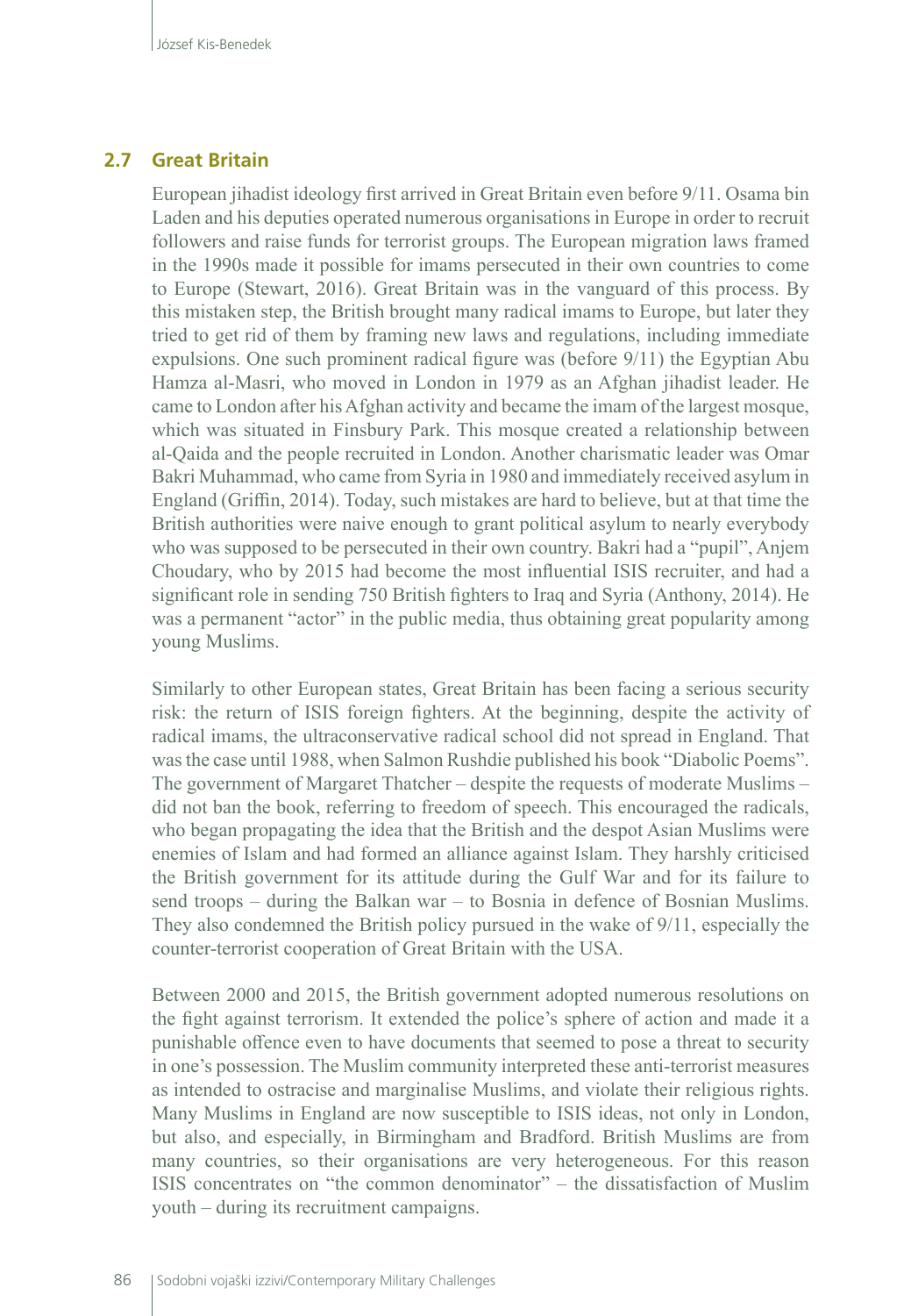## 2.7 Great Britain

European jihadist ideology first arrived in Great Britain even before 9/11. Osama bin Laden and his deputies operated numerous organisations in Europe in order to recruit followers and raise funds for terrorist groups. The European migration laws framed in the 1990s made it possible for imams persecuted in their own countries to come to Europe (Stewart, 2016). Great Britain was in the vanguard of this process. By this mistaken step, the British brought many radical imams to Europe, but later they tried to get rid of them by framing new laws and regulations, including immediate expulsions. One such prominent radical figure was (before 9/11) the Egyptian Abu Hamza al-Masri, who moved in London in 1979 as an Afghan jihadist leader. He came to London after his Afghan activity and became the imam of the largest mosque, which was situated in Finsbury Park. This mosque created a relationship between al-Qaida and the people recruited in London. Another charismatic leader was Omar Bakri Muhammad, who came from Syria in 1980 and immediately received asylum in England (Griffin, 2014). Today, such mistakes are hard to believe, but at that time the British authorities were naive enough to grant political asylum to nearly everybody who was supposed to be persecuted in their own country. Bakri had a "pupil", Anjem Choudary, who by 2015 had become the most influential ISIS recruiter, and had a significant role in sending 750 British fighters to Iraq and Syria (Anthony, 2014). He was a permanent "actor" in the public media, thus obtaining great popularity among young Muslims.

Similarly to other European states, Great Britain has been facing a serious security risk: the return of ISIS foreign fighters. At the beginning, despite the activity of radical imams, the ultraconservative radical school did not spread in England. That was the case until 1988, when Salmon Rushdie published his book "Diabolic Poems". The government of Margaret Thatcher – despite the requests of moderate Muslims – did not ban the book, referring to freedom of speech. This encouraged the radicals, who began propagating the idea that the British and the despot Asian Muslims were enemies of Islam and had formed an alliance against Islam. They harshly criticised the British government for its attitude during the Gulf War and for its failure to send troops – during the Balkan war – to Bosnia in defence of Bosnian Muslims. They also condemned the British policy pursued in the wake of 9/11, especially the counter-terrorist cooperation of Great Britain with the USA.

Between 2000 and 2015, the British government adopted numerous resolutions on the fight against terrorism. It extended the police's sphere of action and made it a punishable offence even to have documents that seemed to pose a threat to security in one's possession. The Muslim community interpreted these anti-terrorist measures as intended to ostracise and marginalise Muslims, and violate their religious rights. Many Muslims in England are now susceptible to ISIS ideas, not only in London, but also, and especially, in Birmingham and Bradford. British Muslims are from many countries, so their organisations are very heterogeneous. For this reason ISIS concentrates on "the common denominator" – the dissatisfaction of Muslim youth – during its recruitment campaigns.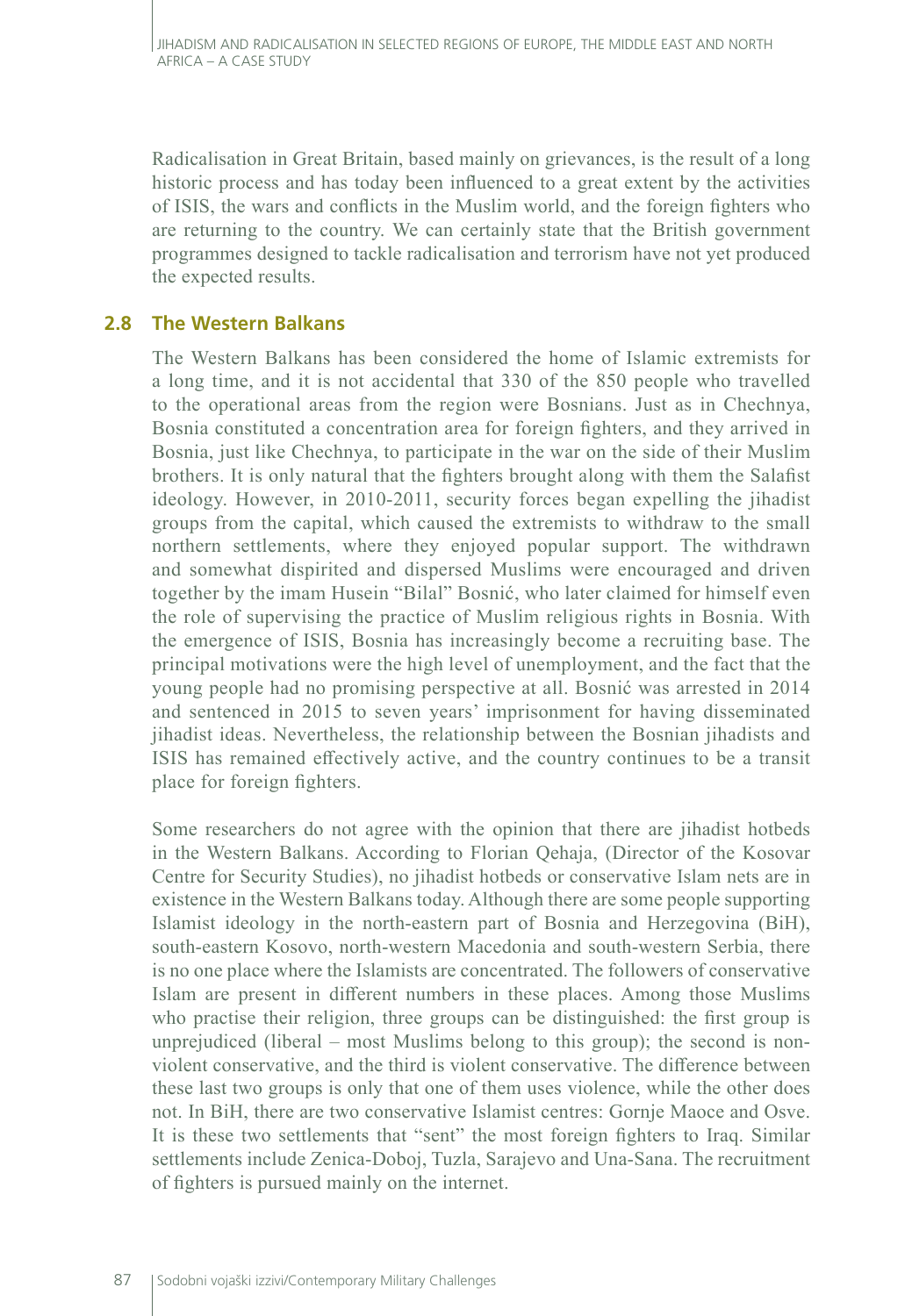Radicalisation in Great Britain, based mainly on grievances, is the result of a long historic process and has today been influenced to a great extent by the activities of ISIS, the wars and conflicts in the Muslim world, and the foreign fighters who are returning to the country. We can certainly state that the British government programmes designed to tackle radicalisation and terrorism have not yet produced the expected results.

## 2.8 The Western Balkans

The Western Balkans has been considered the home of Islamic extremists for a long time, and it is not accidental that 330 of the 850 people who travelled to the operational areas from the region were Bosnians. Just as in Chechnya, Bosnia constituted a concentration area for foreign fighters, and they arrived in Bosnia, just like Chechnya, to participate in the war on the side of their Muslim brothers. It is only natural that the fighters brought along with them the Salafist ideology. However, in 2010-2011, security forces began expelling the jihadist groups from the capital, which caused the extremists to withdraw to the small northern settlements, where they enjoyed popular support. The withdrawn and somewhat dispirited and dispersed Muslims were encouraged and driven together by the imam Husein "Bilal" Bosnić, who later claimed for himself even the role of supervising the practice of Muslim religious rights in Bosnia. With the emergence of ISIS, Bosnia has increasingly become a recruiting base. The principal motivations were the high level of unemployment, and the fact that the young people had no promising perspective at all. Bosnić was arrested in 2014 and sentenced in 2015 to seven years' imprisonment for having disseminated jihadist ideas. Nevertheless, the relationship between the Bosnian jihadists and ISIS has remained effectively active, and the country continues to be a transit place for foreign fighters.

Some researchers do not agree with the opinion that there are jihadist hotbeds in the Western Balkans. According to Florian Qehaja, (Director of the Kosovar Centre for Security Studies), no jihadist hotbeds or conservative Islam nets are in existence in the Western Balkans today. Although there are some people supporting Islamist ideology in the north-eastern part of Bosnia and Herzegovina (BiH), south-eastern Kosovo, north-western Macedonia and south-western Serbia, there is no one place where the Islamists are concentrated. The followers of conservative Islam are present in different numbers in these places. Among those Muslims who practise their religion, three groups can be distinguished: the first group is unprejudiced (liberal – most Muslims belong to this group); the second is non-violent conservative, and the third is violent conservative. The difference between these last two groups is only that one of them uses violence, while the other does not. In BiH, there are two conservative Islamist centres: Gornje Maoce and Osve. It is these two settlements that "sent" the most foreign fighters to Iraq. Similar settlements include Zenica-Doboj, Tuzla, Sarajevo and Una-Sana. The recruitment of fighters is pursued mainly on the internet.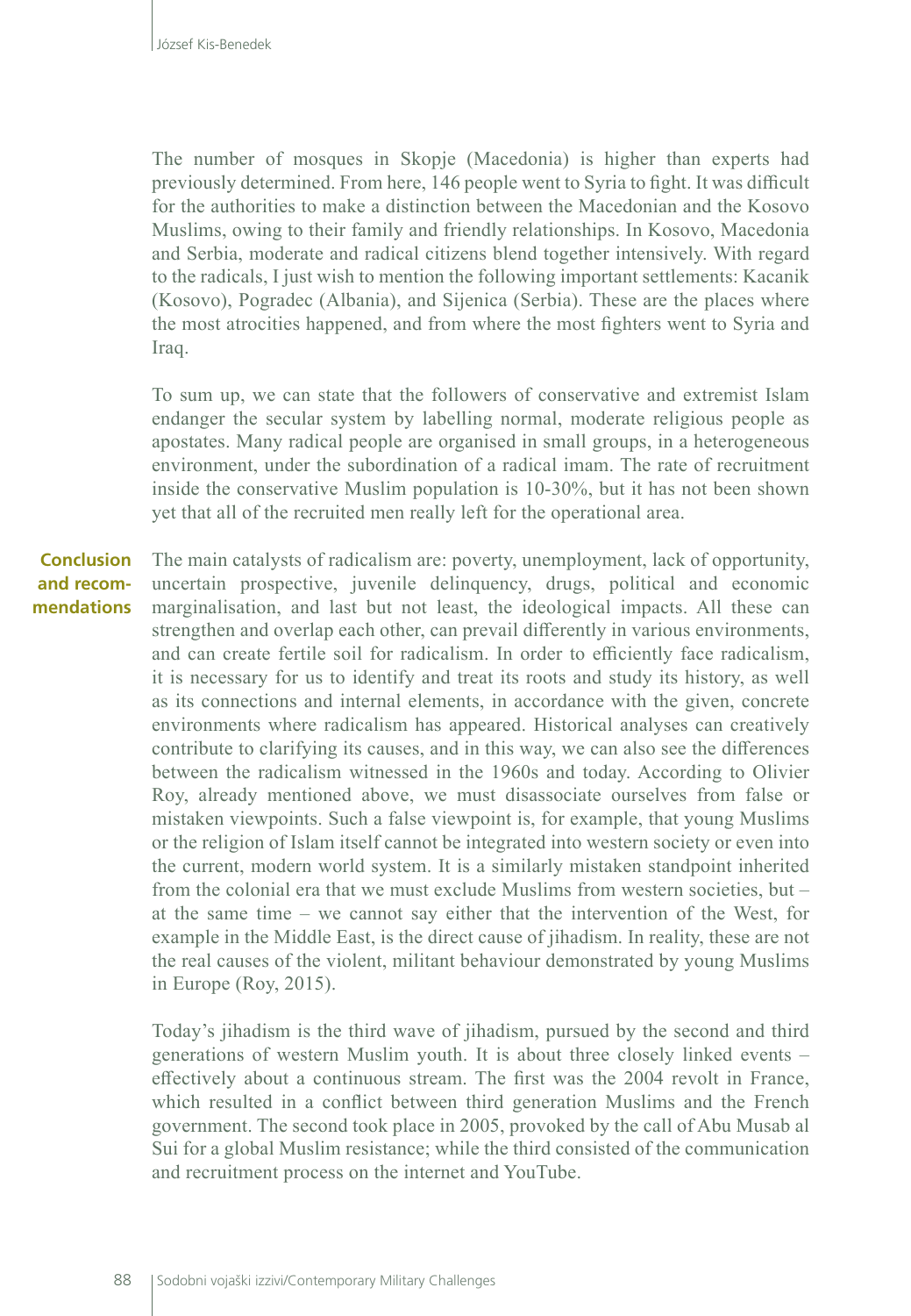The number of mosques in Skopje (Macedonia) is higher than experts had previously determined. From here, 146 people went to Syria to fight. It was difficult for the authorities to make a distinction between the Macedonian and the Kosovo Muslims, owing to their family and friendly relationships. In Kosovo, Macedonia and Serbia, moderate and radical citizens blend together intensively. With regard to the radicals, I just wish to mention the following important settlements: Kacanik (Kosovo), Pogradec (Albania), and Sijenica (Serbia). These are the places where the most atrocities happened, and from where the most fighters went to Syria and Iraq.

To sum up, we can state that the followers of conservative and extremist Islam endanger the secular system by labelling normal, moderate religious people as apostates. Many radical people are organised in small groups, in a heterogeneous environment, under the subordination of a radical imam. The rate of recruitment inside the conservative Muslim population is 10-30%, but it has not been shown yet that all of the recruited men really left for the operational area.

## Conclusion and recommendations

The main catalysts of radicalism are: poverty, unemployment, lack of opportunity, uncertain prospective, juvenile delinquency, drugs, political and economic marginalisation, and last but not least, the ideological impacts. All these can strengthen and overlap each other, can prevail differently in various environments, and can create fertile soil for radicalism. In order to efficiently face radicalism, it is necessary for us to identify and treat its roots and study its history, as well as its connections and internal elements, in accordance with the given, concrete environments where radicalism has appeared. Historical analyses can creatively contribute to clarifying its causes, and in this way, we can also see the differences between the radicalism witnessed in the 1960s and today. According to Olivier Roy, already mentioned above, we must disassociate ourselves from false or mistaken viewpoints. Such a false viewpoint is, for example, that young Muslims or the religion of Islam itself cannot be integrated into western society or even into the current, modern world system. It is a similarly mistaken standpoint inherited from the colonial era that we must exclude Muslims from western societies, but – at the same time – we cannot say either that the intervention of the West, for example in the Middle East, is the direct cause of jihadism. In reality, these are not the real causes of the violent, militant behaviour demonstrated by young Muslims in Europe (Roy, 2015).

Today's jihadism is the third wave of jihadism, pursued by the second and third generations of western Muslim youth. It is about three closely linked events – effectively about a continuous stream. The first was the 2004 revolt in France, which resulted in a conflict between third generation Muslims and the French government. The second took place in 2005, provoked by the call of Abu Musab al Sui for a global Muslim resistance; while the third consisted of the communication and recruitment process on the internet and YouTube.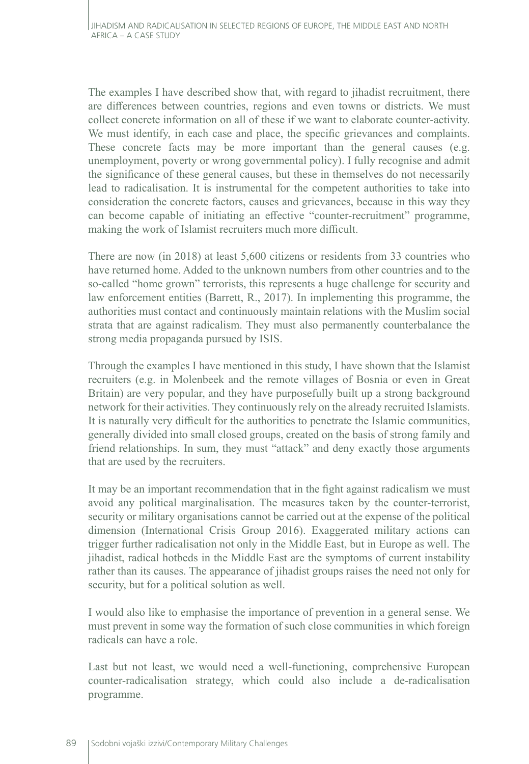The examples I have described show that, with regard to jihadist recruitment, there are differences between countries, regions and even towns or districts. We must collect concrete information on all of these if we want to elaborate counter-activity. We must identify, in each case and place, the specific grievances and complaints. These concrete facts may be more important than the general causes (e.g. unemployment, poverty or wrong governmental policy). I fully recognise and admit the significance of these general causes, but these in themselves do not necessarily lead to radicalisation. It is instrumental for the competent authorities to take into consideration the concrete factors, causes and grievances, because in this way they can become capable of initiating an effective "counter-recruitment" programme, making the work of Islamist recruiters much more difficult.

There are now (in 2018) at least 5,600 citizens or residents from 33 countries who have returned home. Added to the unknown numbers from other countries and to the so-called "home grown" terrorists, this represents a huge challenge for security and law enforcement entities (Barrett, R., 2017). In implementing this programme, the authorities must contact and continuously maintain relations with the Muslim social strata that are against radicalism. They must also permanently counterbalance the strong media propaganda pursued by ISIS.

Through the examples I have mentioned in this study, I have shown that the Islamist recruiters (e.g. in Molenbeek and the remote villages of Bosnia or even in Great Britain) are very popular, and they have purposefully built up a strong background network for their activities. They continuously rely on the already recruited Islamists. It is naturally very difficult for the authorities to penetrate the Islamic communities, generally divided into small closed groups, created on the basis of strong family and friend relationships. In sum, they must "attack" and deny exactly those arguments that are used by the recruiters.

It may be an important recommendation that in the fight against radicalism we must avoid any political marginalisation. The measures taken by the counter-terrorist, security or military organisations cannot be carried out at the expense of the political dimension (International Crisis Group 2016). Exaggerated military actions can trigger further radicalisation not only in the Middle East, but in Europe as well. The jihadist, radical hotbeds in the Middle East are the symptoms of current instability rather than its causes. The appearance of jihadist groups raises the need not only for security, but for a political solution as well.

I would also like to emphasise the importance of prevention in a general sense. We must prevent in some way the formation of such close communities in which foreign radicals can have a role.

Last but not least, we would need a well-functioning, comprehensive European counter-radicalisation strategy, which could also include a de-radicalisation programme.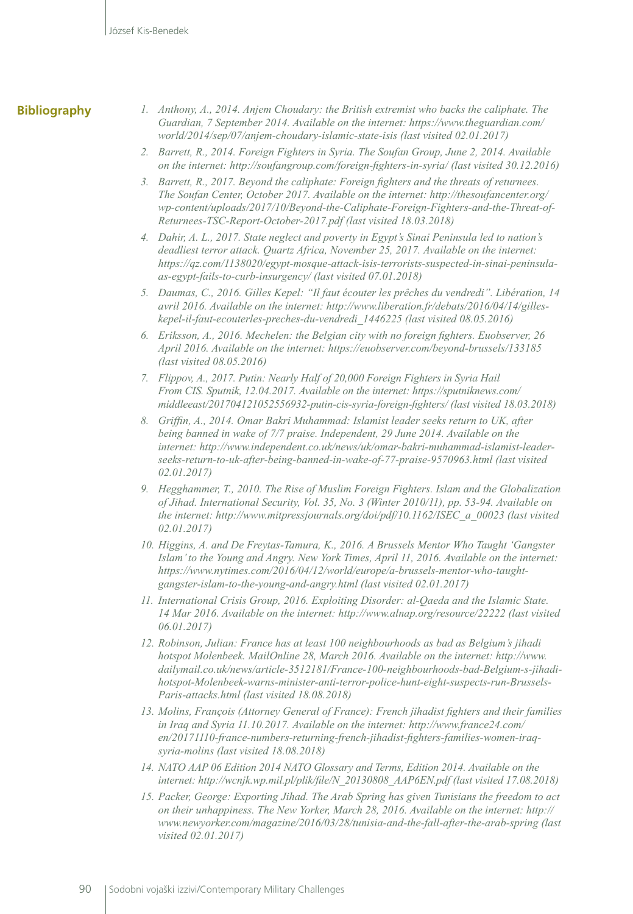## Bibliography

1. *Anthony, A., 2014. Anjem Choudary: the British extremist who backs the caliphate. The Guardian, 7 September 2014. Available on the internet: https://www.theguardian.com/world/2014/sep/07/anjem-choudary-islamic-state-isis (last visited 02.01.2017)*
2. *Barrett, R., 2014. Foreign Fighters in Syria. The Soufan Group, June 2, 2014. Available on the internet: http://soufangroup.com/foreign-fighters-in-syria/ (last visited 30.12.2016)*
3. *Barrett, R., 2017. Beyond the caliphate: Foreign fighters and the threats of returnees. The Soufan Center, October 2017. Available on the internet: http://thesoufancenter.org/wp-content/uploads/2017/10/Beyond-the-Caliphate-Foreign-Fighters-and-the-Threat-of-Returnees-TSC-Report-October-2017.pdf (last visited 18.03.2018)*
4. *Dahir, A. L., 2017. State neglect and poverty in Egypt's Sinai Peninsula led to nation's deadliest terror attack. Quartz Africa, November 25, 2017. Available on the internet: https://qz.com/1138020/egypt-mosque-attack-isis-terrorists-suspected-in-sinai-peninsula-as-egypt-fails-to-curb-insurgency/ (last visited 07.01.2018)*
5. *Daumas, C., 2016. Gilles Kepel: "Il faut écouter les prêches du vendredi". Libération, 14 avril 2016. Available on the internet: http://www.liberation.fr/debats/2016/04/14/gilles-kepel-il-faut-ecouterles-preches-du-vendredi_1446225 (last visited 08.05.2016)*
6. *Eriksson, A., 2016. Mechelen: the Belgian city with no foreign fighters. Euobserver, 26 April 2016. Available on the internet: https://euobserver.com/beyond-brussels/133185 (last visited 08.05.2016)*
7. *Flippov, A., 2017. Putin: Nearly Half of 20,000 Foreign Fighters in Syria Hail From CIS. Sputnik, 12.04.2017. Available on the internet: https://sputniknews.com/middleeast/201704121052556932-putin-cis-syria-foreign-fighters/ (last visited 18.03.2018)*
8. *Griffin, A., 2014. Omar Bakri Muhammad: Islamist leader seeks return to UK, after being banned in wake of 7/7 praise. Independent, 29 June 2014. Available on the internet: http://www.independent.co.uk/news/uk/omar-bakri-muhammad-islamist-leader-seeks-return-to-uk-after-being-banned-in-wake-of-77-praise-9570963.html (last visited 02.01.2017)*
9. *Hegghammer, T., 2010. The Rise of Muslim Foreign Fighters. Islam and the Globalization of Jihad. International Security, Vol. 35, No. 3 (Winter 2010/11), pp. 53-94. Available on the internet: http://www.mitpressjournals.org/doi/pdf/10.1162/ISEC_a_00023 (last visited 02.01.2017)*
10. *Higgins, A. and De Freytas-Tamura, K., 2016. A Brussels Mentor Who Taught 'Gangster Islam' to the Young and Angry. New York Times, April 11, 2016. Available on the internet: https://www.nytimes.com/2016/04/12/world/europe/a-brussels-mentor-who-taught-gangster-islam-to-the-young-and-angry.html (last visited 02.01.2017)*
11. *International Crisis Group, 2016. Exploiting Disorder: al-Qaeda and the Islamic State. 14 Mar 2016. Available on the internet: http://www.alnap.org/resource/22222 (last visited 06.01.2017)*
12. *Robinson, Julian: France has at least 100 neighbourhoods as bad as Belgium's jihadi hotspot Molenbeek. MailOnline 28, March 2016. Available on the internet: http://www.dailymail.co.uk/news/article-3512181/France-100-neighbourhoods-bad-Belgium-s-jihadi-hotspot-Molenbeek-warns-minister-anti-terror-police-hunt-eight-suspects-run-Brussels-Paris-attacks.html (last visited 18.08.2018)*
13. *Molins, François (Attorney General of France): French jihadist fighters and their families in Iraq and Syria 11.10.2017. Available on the internet: http://www.france24.com/en/20171110-france-numbers-returning-french-jihadist-fighters-families-women-iraq-syria-molins (last visited 18.08.2018)*
14. *NATO AAP 06 Edition 2014 NATO Glossary and Terms, Edition 2014. Available on the internet: http://wcnjk.wp.mil.pl/plik/file/N_20130808_AAP6EN.pdf (last visited 17.08.2018)*
15. *Packer, George: Exporting Jihad. The Arab Spring has given Tunisians the freedom to act on their unhappiness. The New Yorker, March 28, 2016. Available on the internet: http://www.newyorker.com/magazine/2016/03/28/tunisia-and-the-fall-after-the-arab-spring (last visited 02.01.2017)*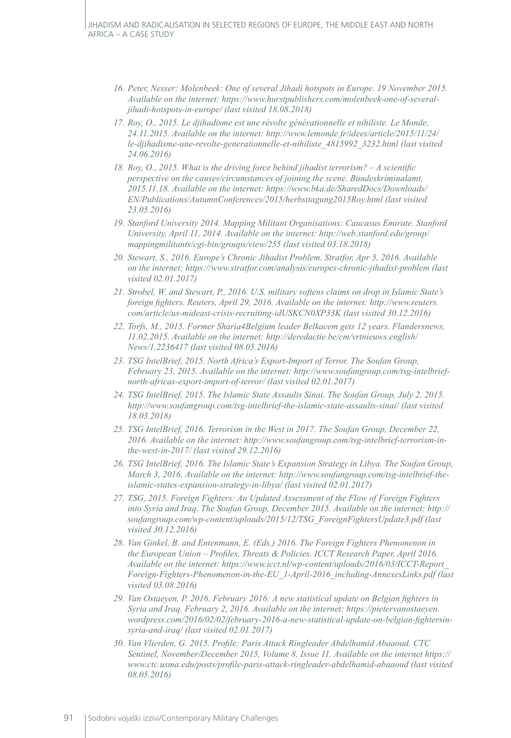16. *Peter, Nesser: Molenbeek: One of several Jihadi hotspots in Europe. 19 November 2015. Available on the internet: https://www.hurstpublishers.com/molenbeek-one-of-several-jihadi-hotspots-in-europe/ (last visited 18.08.2018)*
17. *Roy, O., 2015. Le djihadisme est une révolte générationnelle et nihiliste. Le Monde, 24.11.2015. Available on the internet: http://www.lemonde.fr/idees/article/2015/11/24/le-djihadisme-une-revolte-generationnelle-et-nihiliste_4815992_3232.html (last visited 24.06.2016)*
18. *Roy, O., 2015. What is the driving force behind jihadist terrorism? – A scientific perspective on the causes/circumstances of joining the scene. Bundeskriminalamt, 2015.11.18. Available on the internet: https://www.bka.de/SharedDocs/Downloads/EN/Publications/AutumnConferences/2015/herbsttagung2015Roy.html (last visited 23.05.2016)*
19. *Stanford University 2014. Mapping Militant Organisations: Caucasus Emirate. Stanford University, April 11, 2014. Available on the internet: http://web.stanford.edu/group/mappingmilitants/cgi-bin/groups/view/255 (last visited 03.18.2018)*
20. *Stewart, S., 2016. Europe's Chronic Jihadist Problem. Stratfor, Apr 5, 2016. Available on the internet: https://www.stratfor.com/analysis/europes-chronic-jihadist-problem (last visited 02.01.2017)*
21. *Strobel, W. and Stewart, P., 2016. U.S. military softens claims on drop in Islamic State's foreign fighters. Reuters, April 29, 2016. Available on the internet: http://www.reuters.com/article/us-mideast-crisis-recruiting-idUSKCN0XP33K (last visited 30.12.2016)*
22. *Torfs, M., 2015. Former Sharia4Belgium leader Belkacem gets 12 years. Flandersnews, 11.02.2015. Available on the internet: http://deredactie.be/cm/vrtnieuws.english/News/1.2236417 (last visited 08.05.2016)*
23. *TSG IntelBrief, 2015. North Africa's Export-Import of Terror. The Soufan Group, February 23, 2015. Available on the internet: http://www.soufangroup.com/tsg-intelbrief-north-africas-export-import-of-terror/ (last visited 02.01.2017)*
24. *TSG IntelBrief, 2015. The Islamic State Assaults Sinai. The Soufan Group, July 2, 2015. http://www.soufangroup.com/tsg-intelbrief-the-islamic-state-assaults-sinai/ (last visited 18.03.2018)*
25. *TSG IntelBrief, 2016. Terrorism in the West in 2017. The Soufan Group, December 22, 2016. Available on the internet: http://www.soufangroup.com/tsg-intelbrief-terrorism-in-the-west-in-2017/ (last visited 29.12.2016)*
26. *TSG IntelBrief, 2016. The Islamic State's Expansion Strategy in Libya. The Soufan Group, March 3, 2016. Available on the internet: http://www.soufangroup.com/tsg-intelbrief-the-islamic-states-expansion-strategy-in-libya/ (last visited 02.01.2017)*
27. *TSG, 2015. Foreign Fighters: An Updated Assessment of the Flow of Foreign Fighters into Syria and Iraq. The Soufan Group, December 2015. Available on the internet: http://soufangroup.com/wp-content/uploads/2015/12/TSG_ForeignFightersUpdate3.pdf (last visited 30.12.2016)*
28. *Van Ginkel, B. and Entenmann, E. (Eds.) 2016. The Foreign Fighters Phenomenon in the European Union – Profiles, Threats & Policies. ICCT Research Paper, April 2016. Available on the internet: https://www.icct.nl/wp-content/uploads/2016/03/ICCT-Report_Foreign-Fighters-Phenomenon-in-the-EU_1-April-2016_including-AnnexesLinks.pdf (last visited 03.08.2016)*
29. *Van Ostaeyen, P. 2016. February 2016: A new statistical update on Belgian fighters in Syria and Iraq. February 2, 2016. Available on the internet: https://pietervanostaeyen.wordpress.com/2016/02/02/february-2016-a-new-statistical-update-on-belgian-fightersin-syria-and-iraq/ (last visited 02.01.2017)*
30. *Van Vlierden, G. 2015. Profile: Paris Attack Ringleader Abdelhamid Abaaoud. CTC Sentinel, November/December 2015, Volume 8, Issue 11. Available on the internet https://www.ctc.usma.edu/posts/profile-paris-attack-ringleader-abdelhamid-abaaoud (last visited 08.05.2016)*